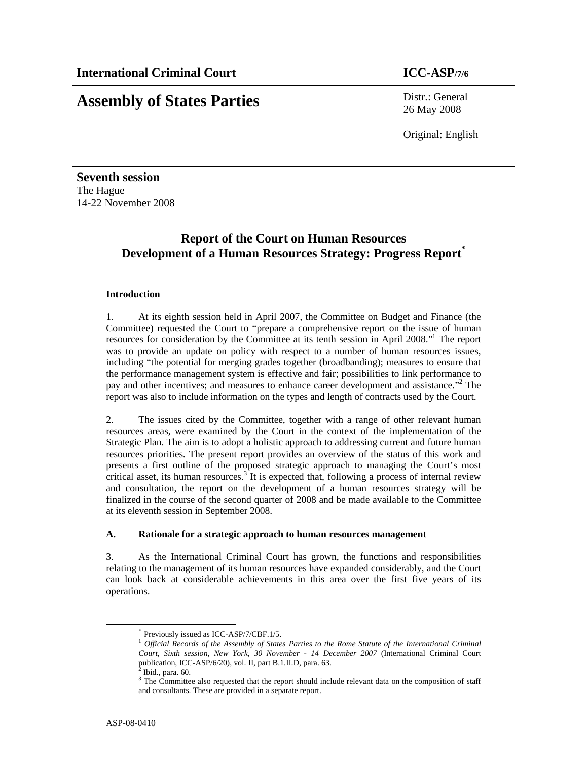**International Criminal Court** **ICC-ASP/7/6**

# Assembly of States Parties

Distr.: General
26 May 2008

Original: English

**Seventh session**
The Hague
14-22 November 2008

## Report of the Court on Human Resources Development of a Human Resources Strategy: Progress Report*

### Introduction

1. At its eighth session held in April 2007, the Committee on Budget and Finance (the Committee) requested the Court to "prepare a comprehensive report on the issue of human resources for consideration by the Committee at its tenth session in April 2008."[1] The report was to provide an update on policy with respect to a number of human resources issues, including "the potential for merging grades together (broadbanding); measures to ensure that the performance management system is effective and fair; possibilities to link performance to pay and other incentives; and measures to enhance career development and assistance."[2] The report was also to include information on the types and length of contracts used by the Court.

2. The issues cited by the Committee, together with a range of other relevant human resources areas, were examined by the Court in the context of the implementation of the Strategic Plan. The aim is to adopt a holistic approach to addressing current and future human resources priorities. The present report provides an overview of the status of this work and presents a first outline of the proposed strategic approach to managing the Court's most critical asset, its human resources.[3] It is expected that, following a process of internal review and consultation, the report on the development of a human resources strategy will be finalized in the course of the second quarter of 2008 and be made available to the Committee at its eleventh session in September 2008.

### A. Rationale for a strategic approach to human resources management

3. As the International Criminal Court has grown, the functions and responsibilities relating to the management of its human resources have expanded considerably, and the Court can look back at considerable achievements in this area over the first five years of its operations.

---

\* Previously issued as ICC-ASP/7/CBF.1/5.

[1] *Official Records of the Assembly of States Parties to the Rome Statute of the International Criminal Court, Sixth session, New York, 30 November - 14 December 2007* (International Criminal Court publication, ICC-ASP/6/20), vol. II, part B.1.II.D, para. 63.

[2] Ibid., para. 60.

[3] The Committee also requested that the report should include relevant data on the composition of staff and consultants. These are provided in a separate report.

ASP-08-0410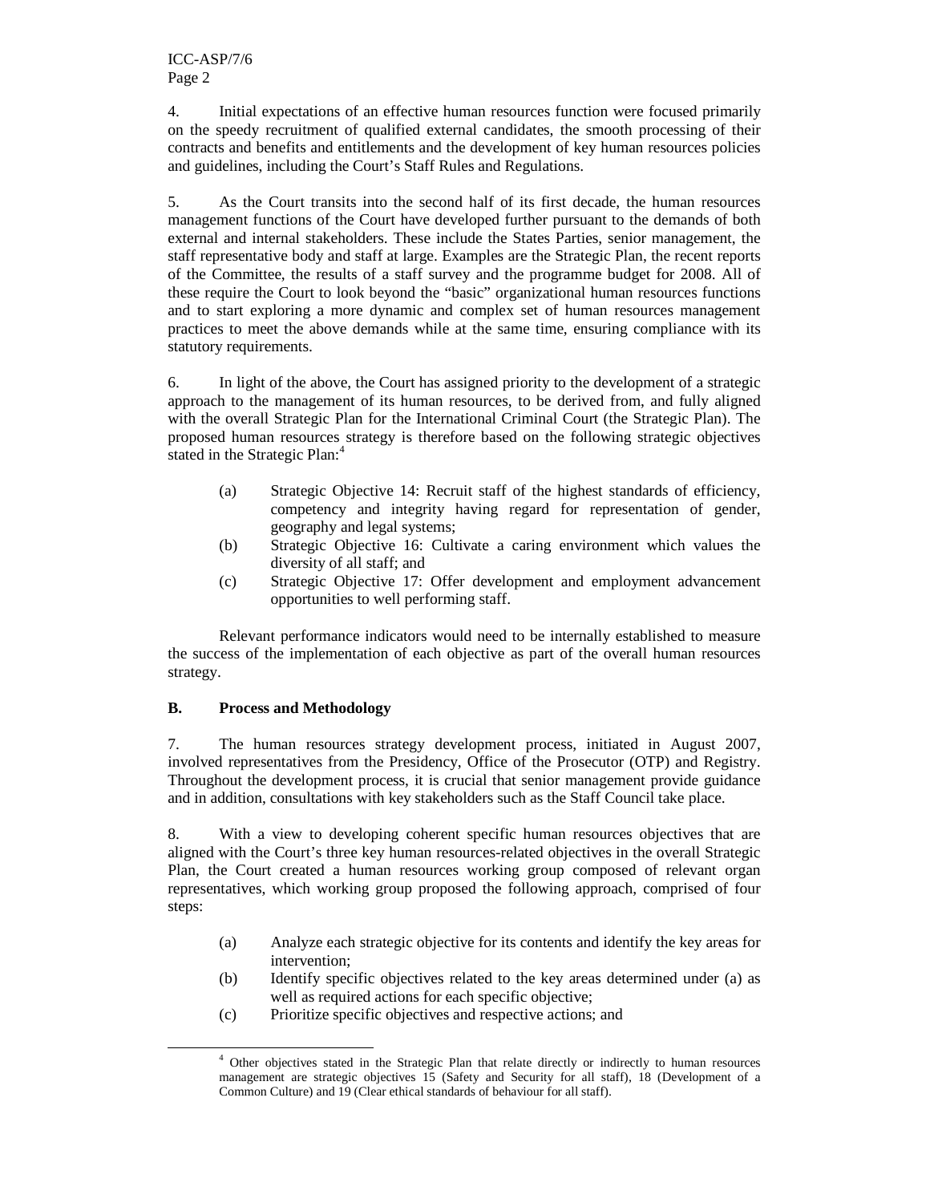4. Initial expectations of an effective human resources function were focused primarily on the speedy recruitment of qualified external candidates, the smooth processing of their contracts and benefits and entitlements and the development of key human resources policies and guidelines, including the Court's Staff Rules and Regulations.

5. As the Court transits into the second half of its first decade, the human resources management functions of the Court have developed further pursuant to the demands of both external and internal stakeholders. These include the States Parties, senior management, the staff representative body and staff at large. Examples are the Strategic Plan, the recent reports of the Committee, the results of a staff survey and the programme budget for 2008. All of these require the Court to look beyond the "basic" organizational human resources functions and to start exploring a more dynamic and complex set of human resources management practices to meet the above demands while at the same time, ensuring compliance with its statutory requirements.

6. In light of the above, the Court has assigned priority to the development of a strategic approach to the management of its human resources, to be derived from, and fully aligned with the overall Strategic Plan for the International Criminal Court (the Strategic Plan). The proposed human resources strategy is therefore based on the following strategic objectives stated in the Strategic Plan:[4]

(a) Strategic Objective 14: Recruit staff of the highest standards of efficiency, competency and integrity having regard for representation of gender, geography and legal systems;

(b) Strategic Objective 16: Cultivate a caring environment which values the diversity of all staff; and

(c) Strategic Objective 17: Offer development and employment advancement opportunities to well performing staff.

Relevant performance indicators would need to be internally established to measure the success of the implementation of each objective as part of the overall human resources strategy.

### B. Process and Methodology

7. The human resources strategy development process, initiated in August 2007, involved representatives from the Presidency, Office of the Prosecutor (OTP) and Registry. Throughout the development process, it is crucial that senior management provide guidance and in addition, consultations with key stakeholders such as the Staff Council take place.

8. With a view to developing coherent specific human resources objectives that are aligned with the Court's three key human resources-related objectives in the overall Strategic Plan, the Court created a human resources working group composed of relevant organ representatives, which working group proposed the following approach, comprised of four steps:

(a) Analyze each strategic objective for its contents and identify the key areas for intervention;

(b) Identify specific objectives related to the key areas determined under (a) as well as required actions for each specific objective;

(c) Prioritize specific objectives and respective actions; and

---

[4] Other objectives stated in the Strategic Plan that relate directly or indirectly to human resources management are strategic objectives 15 (Safety and Security for all staff), 18 (Development of a Common Culture) and 19 (Clear ethical standards of behaviour for all staff).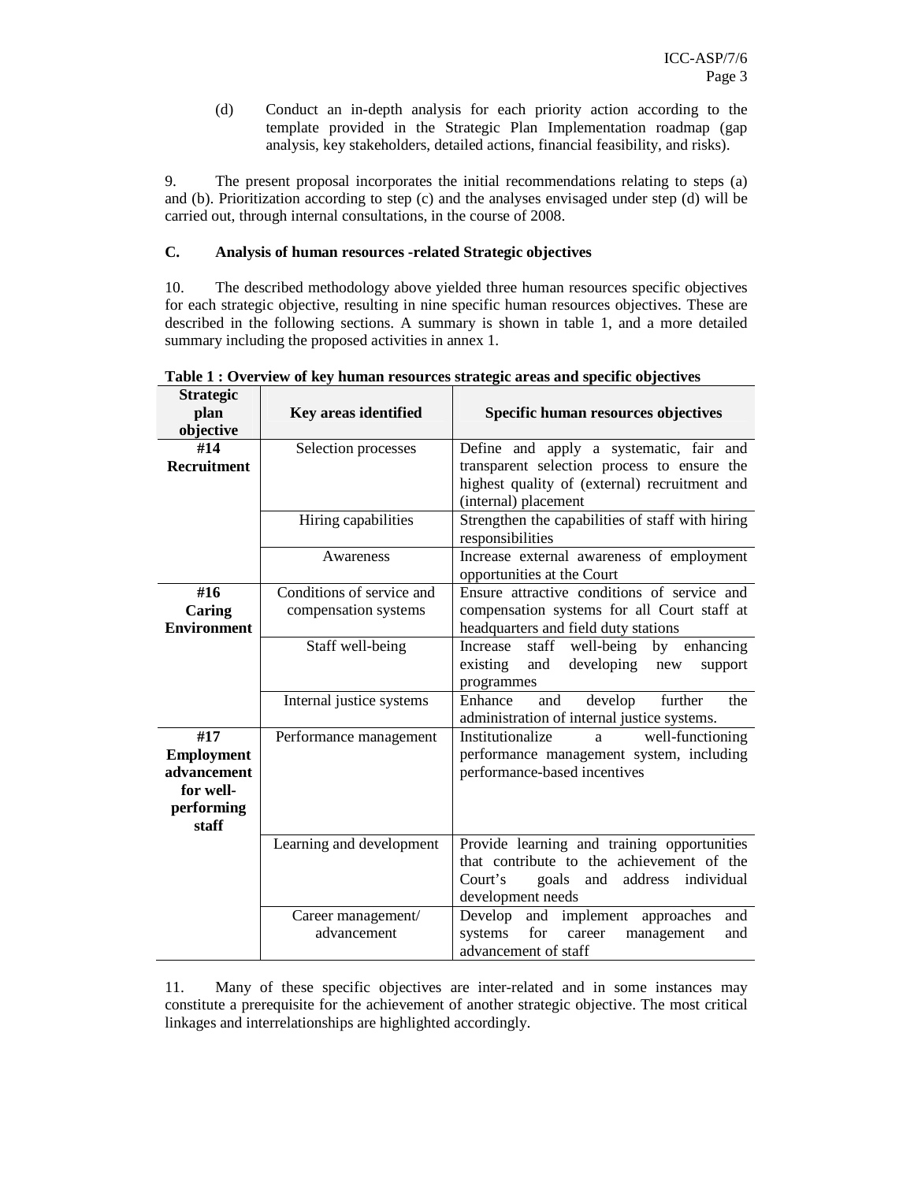(d) Conduct an in-depth analysis for each priority action according to the template provided in the Strategic Plan Implementation roadmap (gap analysis, key stakeholders, detailed actions, financial feasibility, and risks).

9. The present proposal incorporates the initial recommendations relating to steps (a) and (b). Prioritization according to step (c) and the analyses envisaged under step (d) will be carried out, through internal consultations, in the course of 2008.

### C. Analysis of human resources -related Strategic objectives

10. The described methodology above yielded three human resources specific objectives for each strategic objective, resulting in nine specific human resources objectives. These are described in the following sections. A summary is shown in table 1, and a more detailed summary including the proposed activities in annex 1.

**Table 1 : Overview of key human resources strategic areas and specific objectives**

| Strategic plan objective | Key areas identified | Specific human resources objectives |
|---|---|---|
| **#14 Recruitment** | Selection processes | Define and apply a systematic, fair and transparent selection process to ensure the highest quality of (external) recruitment and (internal) placement |
| | Hiring capabilities | Strengthen the capabilities of staff with hiring responsibilities |
| | Awareness | Increase external awareness of employment opportunities at the Court |
| **#16 Caring Environment** | Conditions of service and compensation systems | Ensure attractive conditions of service and compensation systems for all Court staff at headquarters and field duty stations |
| | Staff well-being | Increase staff well-being by enhancing existing and developing new support programmes |
| | Internal justice systems | Enhance and develop further the administration of internal justice systems. |
| **#17 Employment advancement for well-performing staff** | Performance management | Institutionalize a well-functioning performance management system, including performance-based incentives |
| | Learning and development | Provide learning and training opportunities that contribute to the achievement of the Court's goals and address individual development needs |
| | Career management/ advancement | Develop and implement approaches and systems for career management and advancement of staff |

11. Many of these specific objectives are inter-related and in some instances may constitute a prerequisite for the achievement of another strategic objective. The most critical linkages and interrelationships are highlighted accordingly.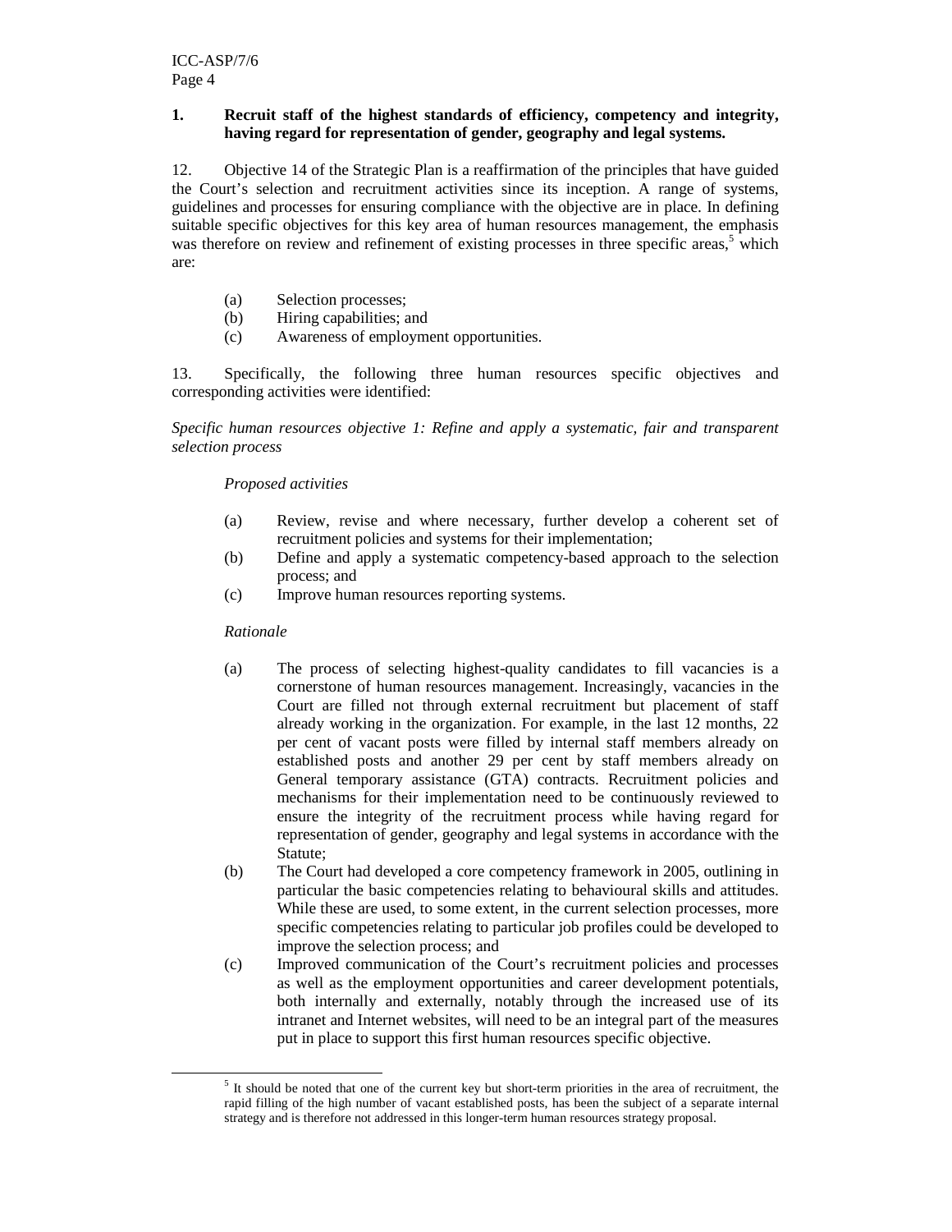**1. Recruit staff of the highest standards of efficiency, competency and integrity, having regard for representation of gender, geography and legal systems.**

12. Objective 14 of the Strategic Plan is a reaffirmation of the principles that have guided the Court's selection and recruitment activities since its inception. A range of systems, guidelines and processes for ensuring compliance with the objective are in place. In defining suitable specific objectives for this key area of human resources management, the emphasis was therefore on review and refinement of existing processes in three specific areas,[5] which are:

(a) Selection processes;
(b) Hiring capabilities; and
(c) Awareness of employment opportunities.

13. Specifically, the following three human resources specific objectives and corresponding activities were identified:

*Specific human resources objective 1: Refine and apply a systematic, fair and transparent selection process*

*Proposed activities*

(a) Review, revise and where necessary, further develop a coherent set of recruitment policies and systems for their implementation;
(b) Define and apply a systematic competency-based approach to the selection process; and
(c) Improve human resources reporting systems.

*Rationale*

(a) The process of selecting highest-quality candidates to fill vacancies is a cornerstone of human resources management. Increasingly, vacancies in the Court are filled not through external recruitment but placement of staff already working in the organization. For example, in the last 12 months, 22 per cent of vacant posts were filled by internal staff members already on established posts and another 29 per cent by staff members already on General temporary assistance (GTA) contracts. Recruitment policies and mechanisms for their implementation need to be continuously reviewed to ensure the integrity of the recruitment process while having regard for representation of gender, geography and legal systems in accordance with the Statute;
(b) The Court had developed a core competency framework in 2005, outlining in particular the basic competencies relating to behavioural skills and attitudes. While these are used, to some extent, in the current selection processes, more specific competencies relating to particular job profiles could be developed to improve the selection process; and
(c) Improved communication of the Court's recruitment policies and processes as well as the employment opportunities and career development potentials, both internally and externally, notably through the increased use of its intranet and Internet websites, will need to be an integral part of the measures put in place to support this first human resources specific objective.

---

[5] It should be noted that one of the current key but short-term priorities in the area of recruitment, the rapid filling of the high number of vacant established posts, has been the subject of a separate internal strategy and is therefore not addressed in this longer-term human resources strategy proposal.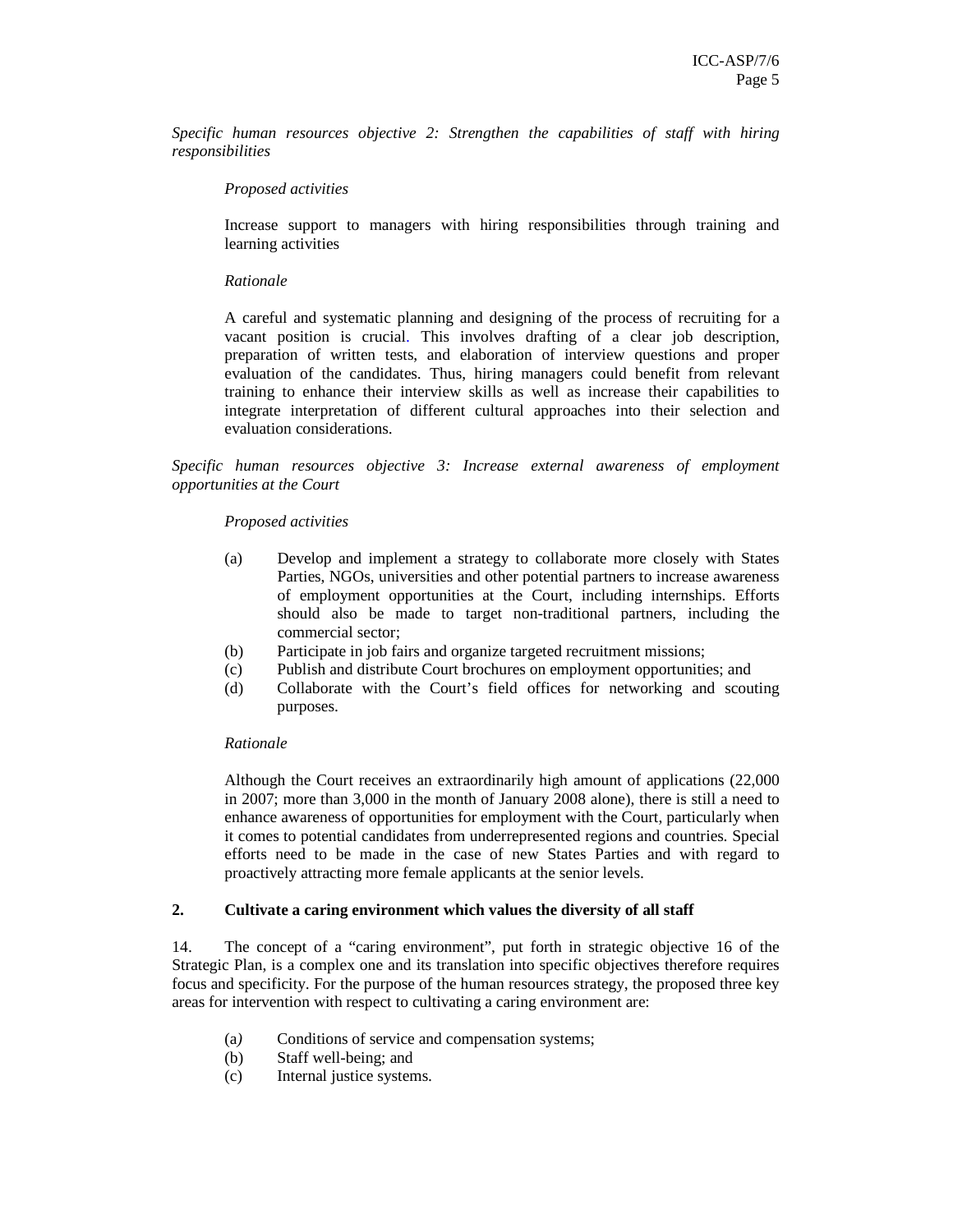*Specific human resources objective 2: Strengthen the capabilities of staff with hiring responsibilities*

*Proposed activities*

Increase support to managers with hiring responsibilities through training and learning activities

*Rationale*

A careful and systematic planning and designing of the process of recruiting for a vacant position is crucial. This involves drafting of a clear job description, preparation of written tests, and elaboration of interview questions and proper evaluation of the candidates. Thus, hiring managers could benefit from relevant training to enhance their interview skills as well as increase their capabilities to integrate interpretation of different cultural approaches into their selection and evaluation considerations.

*Specific human resources objective 3: Increase external awareness of employment opportunities at the Court*

*Proposed activities*

(a) Develop and implement a strategy to collaborate more closely with States Parties, NGOs, universities and other potential partners to increase awareness of employment opportunities at the Court, including internships. Efforts should also be made to target non-traditional partners, including the commercial sector;
(b) Participate in job fairs and organize targeted recruitment missions;
(c) Publish and distribute Court brochures on employment opportunities; and
(d) Collaborate with the Court's field offices for networking and scouting purposes.

*Rationale*

Although the Court receives an extraordinarily high amount of applications (22,000 in 2007; more than 3,000 in the month of January 2008 alone), there is still a need to enhance awareness of opportunities for employment with the Court, particularly when it comes to potential candidates from underrepresented regions and countries. Special efforts need to be made in the case of new States Parties and with regard to proactively attracting more female applicants at the senior levels.

## 2. Cultivate a caring environment which values the diversity of all staff

14. The concept of a "caring environment", put forth in strategic objective 16 of the Strategic Plan, is a complex one and its translation into specific objectives therefore requires focus and specificity. For the purpose of the human resources strategy, the proposed three key areas for intervention with respect to cultivating a caring environment are:

(a) Conditions of service and compensation systems;
(b) Staff well-being; and
(c) Internal justice systems.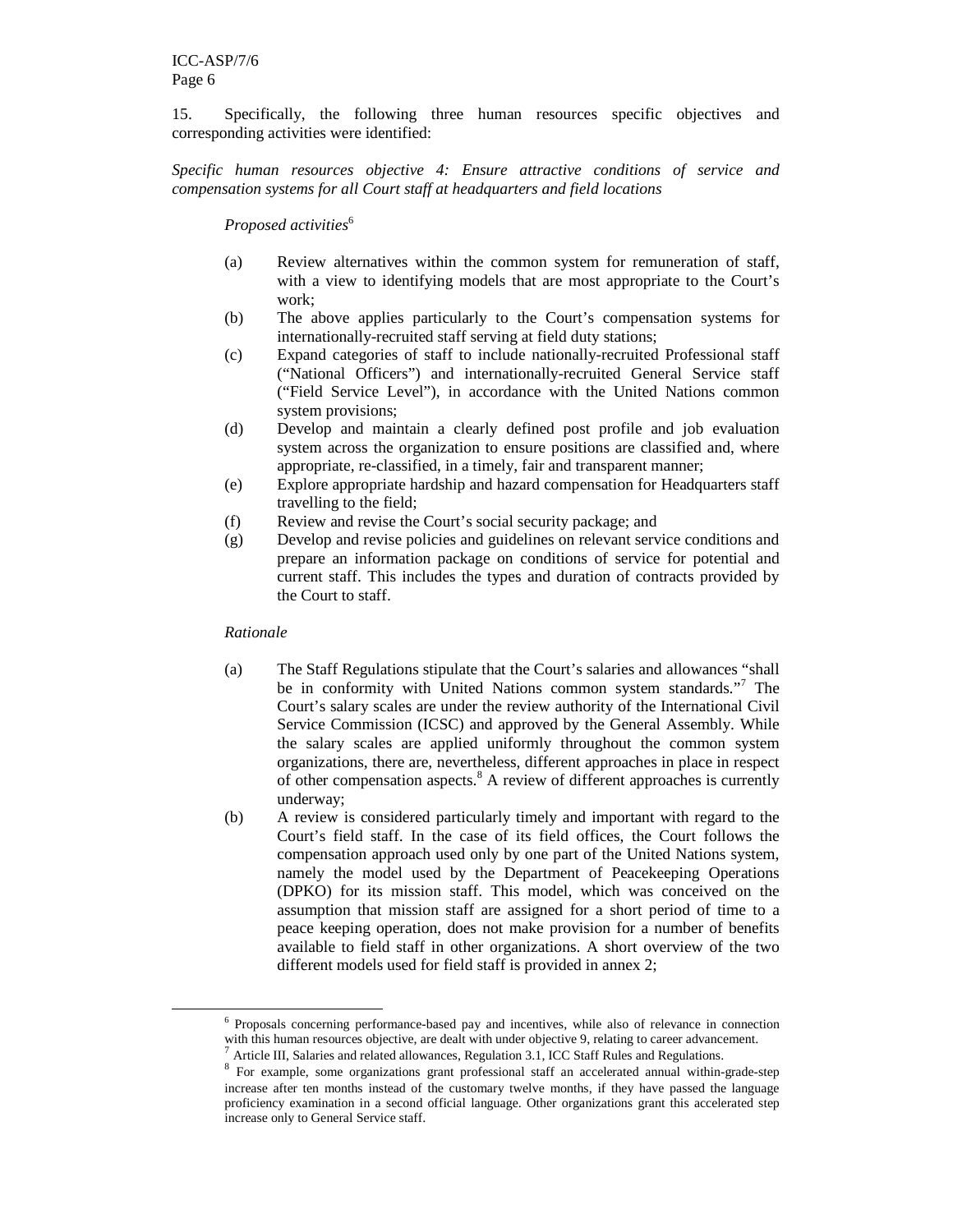15. Specifically, the following three human resources specific objectives and corresponding activities were identified:

*Specific human resources objective 4: Ensure attractive conditions of service and compensation systems for all Court staff at headquarters and field locations*

*Proposed activities*[6]

(a) Review alternatives within the common system for remuneration of staff, with a view to identifying models that are most appropriate to the Court's work;

(b) The above applies particularly to the Court's compensation systems for internationally-recruited staff serving at field duty stations;

(c) Expand categories of staff to include nationally-recruited Professional staff ("National Officers") and internationally-recruited General Service staff ("Field Service Level"), in accordance with the United Nations common system provisions;

(d) Develop and maintain a clearly defined post profile and job evaluation system across the organization to ensure positions are classified and, where appropriate, re-classified, in a timely, fair and transparent manner;

(e) Explore appropriate hardship and hazard compensation for Headquarters staff travelling to the field;

(f) Review and revise the Court's social security package; and

(g) Develop and revise policies and guidelines on relevant service conditions and prepare an information package on conditions of service for potential and current staff. This includes the types and duration of contracts provided by the Court to staff.

*Rationale*

(a) The Staff Regulations stipulate that the Court's salaries and allowances "shall be in conformity with United Nations common system standards."[7] The Court's salary scales are under the review authority of the International Civil Service Commission (ICSC) and approved by the General Assembly. While the salary scales are applied uniformly throughout the common system organizations, there are, nevertheless, different approaches in place in respect of other compensation aspects.[8] A review of different approaches is currently underway;

(b) A review is considered particularly timely and important with regard to the Court's field staff. In the case of its field offices, the Court follows the compensation approach used only by one part of the United Nations system, namely the model used by the Department of Peacekeeping Operations (DPKO) for its mission staff. This model, which was conceived on the assumption that mission staff are assigned for a short period of time to a peace keeping operation, does not make provision for a number of benefits available to field staff in other organizations. A short overview of the two different models used for field staff is provided in annex 2;

---

[6] Proposals concerning performance-based pay and incentives, while also of relevance in connection with this human resources objective, are dealt with under objective 9, relating to career advancement.

[7] Article III, Salaries and related allowances, Regulation 3.1, ICC Staff Rules and Regulations.

[8] For example, some organizations grant professional staff an accelerated annual within-grade-step increase after ten months instead of the customary twelve months, if they have passed the language proficiency examination in a second official language. Other organizations grant this accelerated step increase only to General Service staff.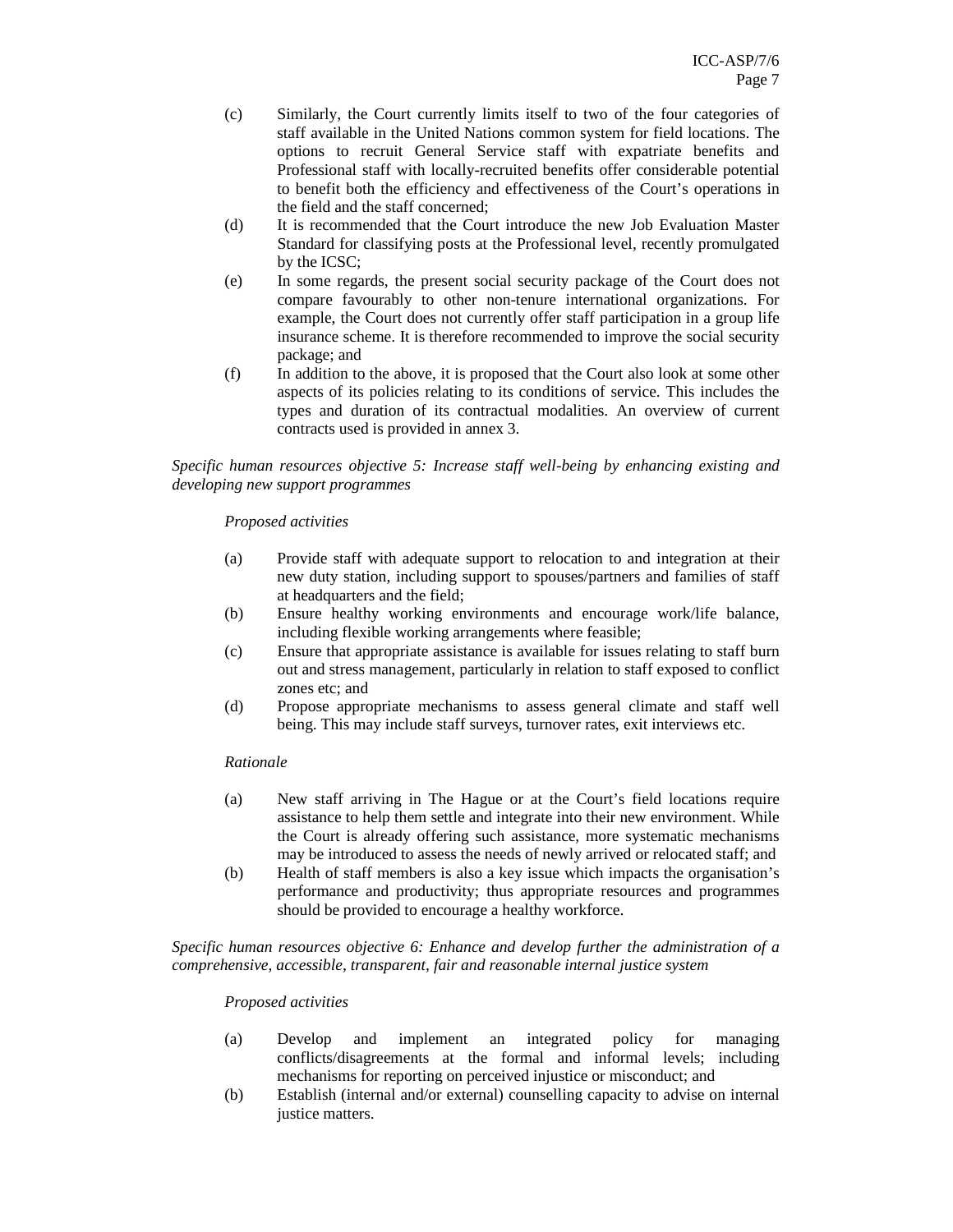(c) Similarly, the Court currently limits itself to two of the four categories of staff available in the United Nations common system for field locations. The options to recruit General Service staff with expatriate benefits and Professional staff with locally-recruited benefits offer considerable potential to benefit both the efficiency and effectiveness of the Court's operations in the field and the staff concerned;

(d) It is recommended that the Court introduce the new Job Evaluation Master Standard for classifying posts at the Professional level, recently promulgated by the ICSC;

(e) In some regards, the present social security package of the Court does not compare favourably to other non-tenure international organizations. For example, the Court does not currently offer staff participation in a group life insurance scheme. It is therefore recommended to improve the social security package; and

(f) In addition to the above, it is proposed that the Court also look at some other aspects of its policies relating to its conditions of service. This includes the types and duration of its contractual modalities. An overview of current contracts used is provided in annex 3.

*Specific human resources objective 5: Increase staff well-being by enhancing existing and developing new support programmes*

*Proposed activities*

(a) Provide staff with adequate support to relocation to and integration at their new duty station, including support to spouses/partners and families of staff at headquarters and the field;

(b) Ensure healthy working environments and encourage work/life balance, including flexible working arrangements where feasible;

(c) Ensure that appropriate assistance is available for issues relating to staff burn out and stress management, particularly in relation to staff exposed to conflict zones etc; and

(d) Propose appropriate mechanisms to assess general climate and staff well being. This may include staff surveys, turnover rates, exit interviews etc.

*Rationale*

(a) New staff arriving in The Hague or at the Court's field locations require assistance to help them settle and integrate into their new environment. While the Court is already offering such assistance, more systematic mechanisms may be introduced to assess the needs of newly arrived or relocated staff; and

(b) Health of staff members is also a key issue which impacts the organisation's performance and productivity; thus appropriate resources and programmes should be provided to encourage a healthy workforce.

*Specific human resources objective 6: Enhance and develop further the administration of a comprehensive, accessible, transparent, fair and reasonable internal justice system*

*Proposed activities*

(a) Develop and implement an integrated policy for managing conflicts/disagreements at the formal and informal levels; including mechanisms for reporting on perceived injustice or misconduct; and

(b) Establish (internal and/or external) counselling capacity to advise on internal justice matters.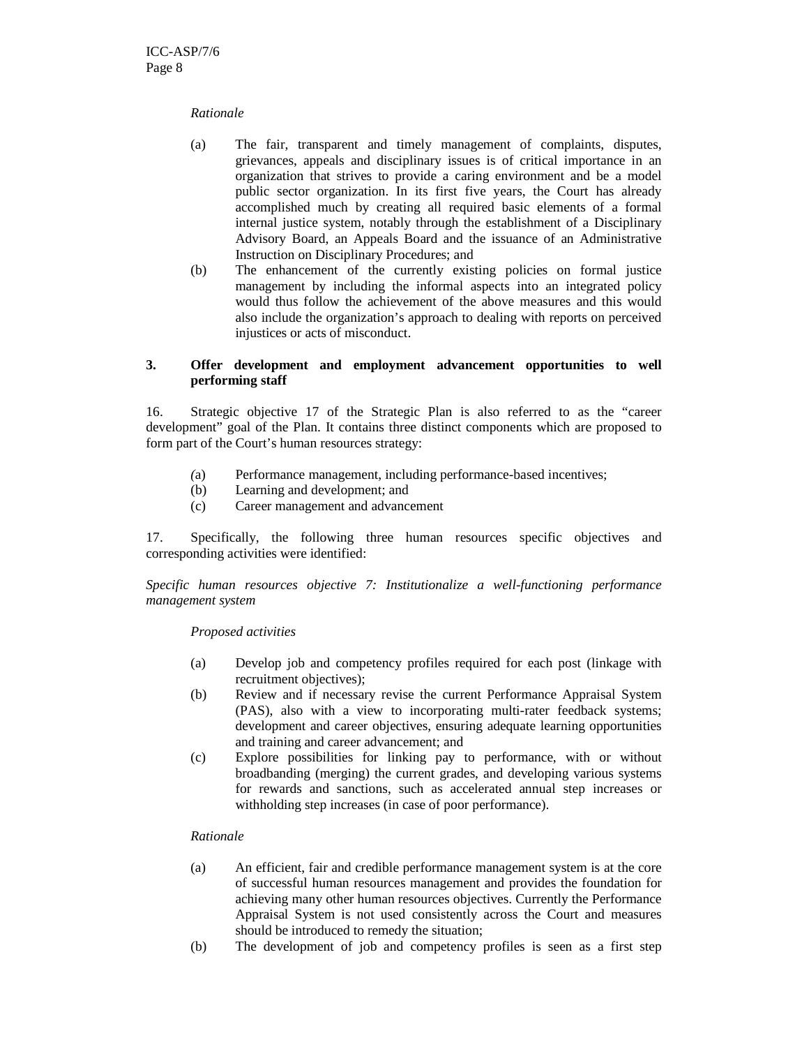*Rationale*

(a) The fair, transparent and timely management of complaints, disputes, grievances, appeals and disciplinary issues is of critical importance in an organization that strives to provide a caring environment and be a model public sector organization. In its first five years, the Court has already accomplished much by creating all required basic elements of a formal internal justice system, notably through the establishment of a Disciplinary Advisory Board, an Appeals Board and the issuance of an Administrative Instruction on Disciplinary Procedures; and

(b) The enhancement of the currently existing policies on formal justice management by including the informal aspects into an integrated policy would thus follow the achievement of the above measures and this would also include the organization's approach to dealing with reports on perceived injustices or acts of misconduct.

### 3. Offer development and employment advancement opportunities to well performing staff

16. Strategic objective 17 of the Strategic Plan is also referred to as the "career development" goal of the Plan. It contains three distinct components which are proposed to form part of the Court's human resources strategy:

(a) Performance management, including performance-based incentives;
(b) Learning and development; and
(c) Career management and advancement

17. Specifically, the following three human resources specific objectives and corresponding activities were identified:

*Specific human resources objective 7: Institutionalize a well-functioning performance management system*

*Proposed activities*

(a) Develop job and competency profiles required for each post (linkage with recruitment objectives);

(b) Review and if necessary revise the current Performance Appraisal System (PAS), also with a view to incorporating multi-rater feedback systems; development and career objectives, ensuring adequate learning opportunities and training and career advancement; and

(c) Explore possibilities for linking pay to performance, with or without broadbanding (merging) the current grades, and developing various systems for rewards and sanctions, such as accelerated annual step increases or withholding step increases (in case of poor performance).

*Rationale*

(a) An efficient, fair and credible performance management system is at the core of successful human resources management and provides the foundation for achieving many other human resources objectives. Currently the Performance Appraisal System is not used consistently across the Court and measures should be introduced to remedy the situation;

(b) The development of job and competency profiles is seen as a first step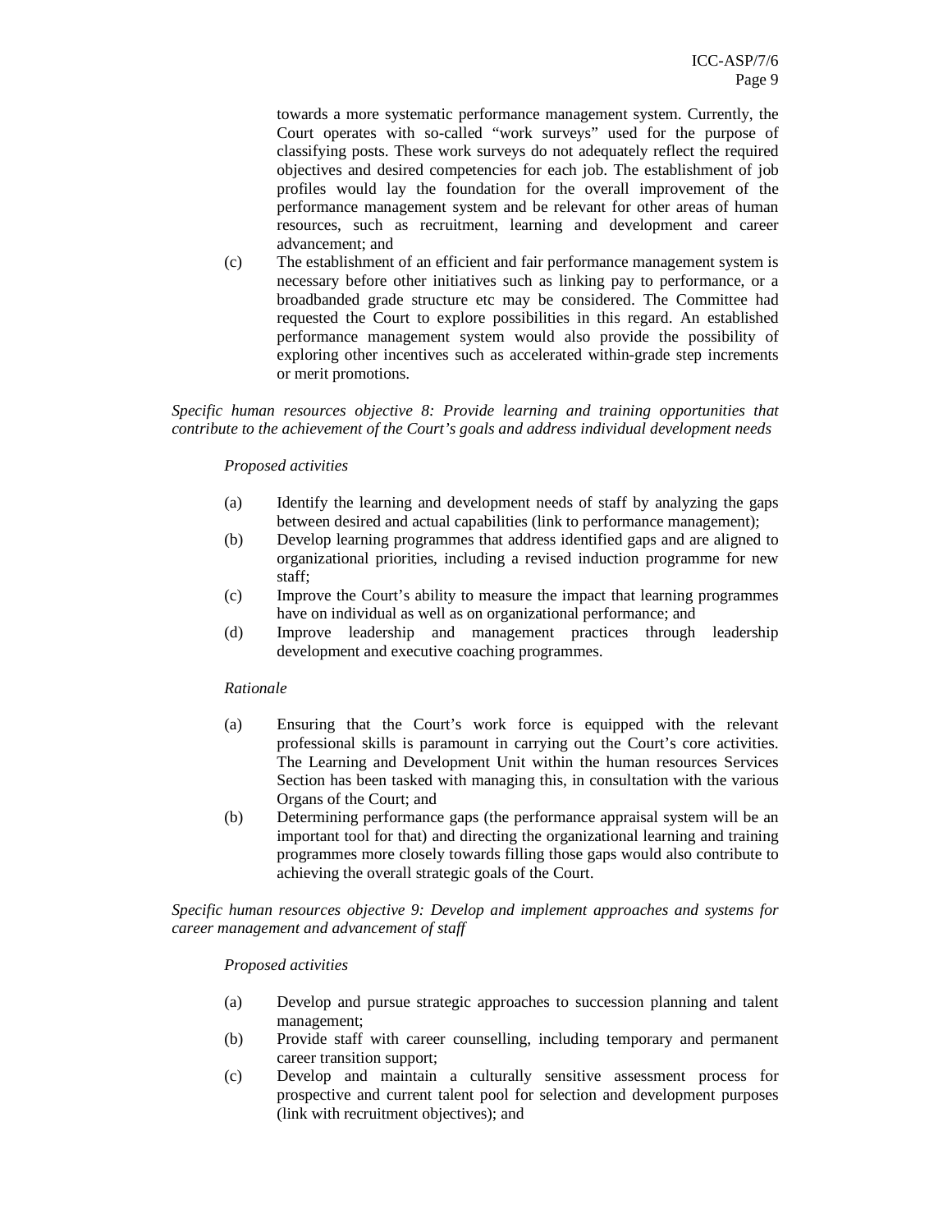towards a more systematic performance management system. Currently, the Court operates with so-called "work surveys" used for the purpose of classifying posts. These work surveys do not adequately reflect the required objectives and desired competencies for each job. The establishment of job profiles would lay the foundation for the overall improvement of the performance management system and be relevant for other areas of human resources, such as recruitment, learning and development and career advancement; and

(c) The establishment of an efficient and fair performance management system is necessary before other initiatives such as linking pay to performance, or a broadbanded grade structure etc may be considered. The Committee had requested the Court to explore possibilities in this regard. An established performance management system would also provide the possibility of exploring other incentives such as accelerated within-grade step increments or merit promotions.

*Specific human resources objective 8: Provide learning and training opportunities that contribute to the achievement of the Court's goals and address individual development needs*

*Proposed activities*

(a) Identify the learning and development needs of staff by analyzing the gaps between desired and actual capabilities (link to performance management);

(b) Develop learning programmes that address identified gaps and are aligned to organizational priorities, including a revised induction programme for new staff;

(c) Improve the Court's ability to measure the impact that learning programmes have on individual as well as on organizational performance; and

(d) Improve leadership and management practices through leadership development and executive coaching programmes.

*Rationale*

(a) Ensuring that the Court's work force is equipped with the relevant professional skills is paramount in carrying out the Court's core activities. The Learning and Development Unit within the human resources Services Section has been tasked with managing this, in consultation with the various Organs of the Court; and

(b) Determining performance gaps (the performance appraisal system will be an important tool for that) and directing the organizational learning and training programmes more closely towards filling those gaps would also contribute to achieving the overall strategic goals of the Court.

*Specific human resources objective 9: Develop and implement approaches and systems for career management and advancement of staff*

*Proposed activities*

(a) Develop and pursue strategic approaches to succession planning and talent management;

(b) Provide staff with career counselling, including temporary and permanent career transition support;

(c) Develop and maintain a culturally sensitive assessment process for prospective and current talent pool for selection and development purposes (link with recruitment objectives); and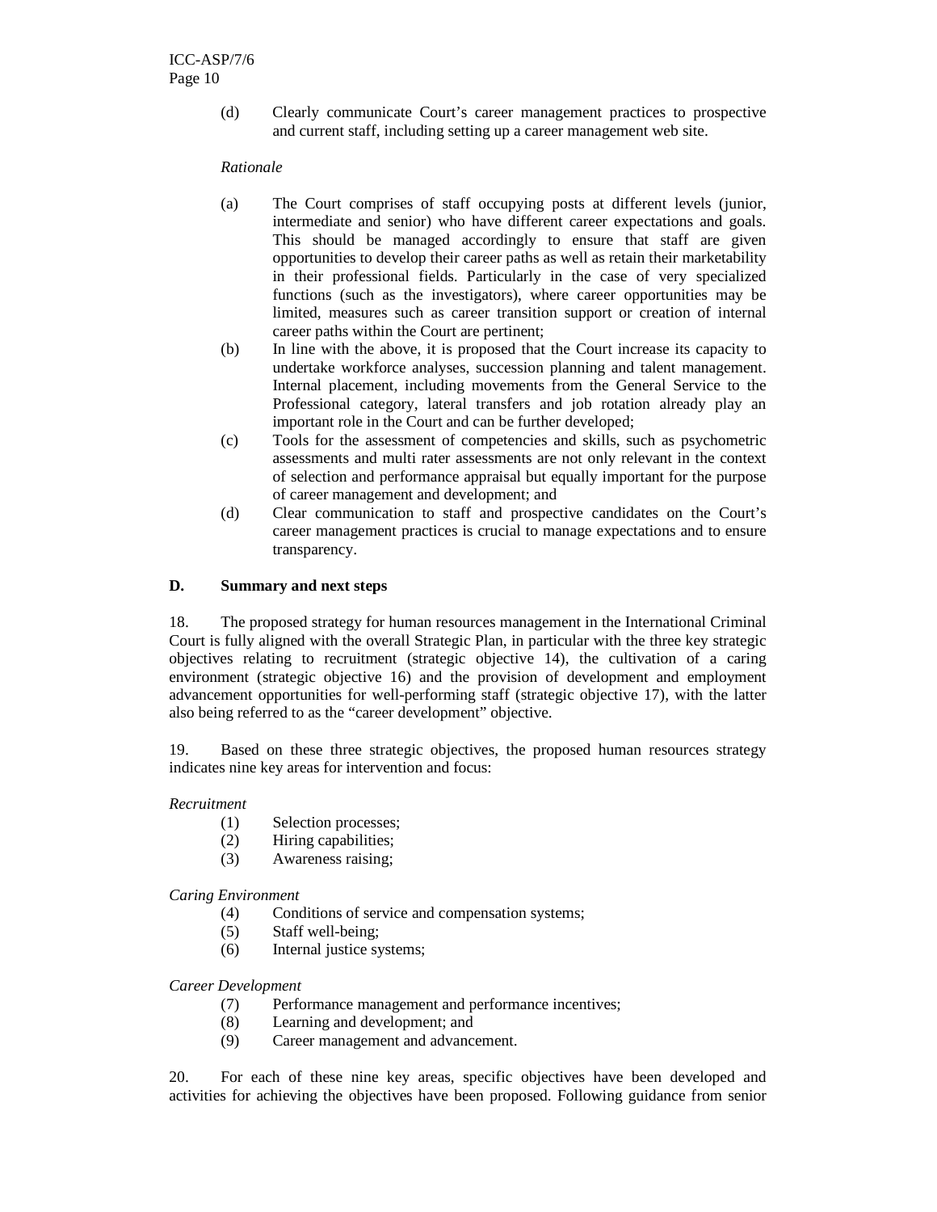(d) Clearly communicate Court's career management practices to prospective and current staff, including setting up a career management web site.

*Rationale*

(a) The Court comprises of staff occupying posts at different levels (junior, intermediate and senior) who have different career expectations and goals. This should be managed accordingly to ensure that staff are given opportunities to develop their career paths as well as retain their marketability in their professional fields. Particularly in the case of very specialized functions (such as the investigators), where career opportunities may be limited, measures such as career transition support or creation of internal career paths within the Court are pertinent;

(b) In line with the above, it is proposed that the Court increase its capacity to undertake workforce analyses, succession planning and talent management. Internal placement, including movements from the General Service to the Professional category, lateral transfers and job rotation already play an important role in the Court and can be further developed;

(c) Tools for the assessment of competencies and skills, such as psychometric assessments and multi rater assessments are not only relevant in the context of selection and performance appraisal but equally important for the purpose of career management and development; and

(d) Clear communication to staff and prospective candidates on the Court's career management practices is crucial to manage expectations and to ensure transparency.

## D. Summary and next steps

18. The proposed strategy for human resources management in the International Criminal Court is fully aligned with the overall Strategic Plan, in particular with the three key strategic objectives relating to recruitment (strategic objective 14), the cultivation of a caring environment (strategic objective 16) and the provision of development and employment advancement opportunities for well-performing staff (strategic objective 17), with the latter also being referred to as the "career development" objective.

19. Based on these three strategic objectives, the proposed human resources strategy indicates nine key areas for intervention and focus:

*Recruitment*

(1) Selection processes;
(2) Hiring capabilities;
(3) Awareness raising;

*Caring Environment*

(4) Conditions of service and compensation systems;
(5) Staff well-being;
(6) Internal justice systems;

*Career Development*

(7) Performance management and performance incentives;
(8) Learning and development; and
(9) Career management and advancement.

20. For each of these nine key areas, specific objectives have been developed and activities for achieving the objectives have been proposed. Following guidance from senior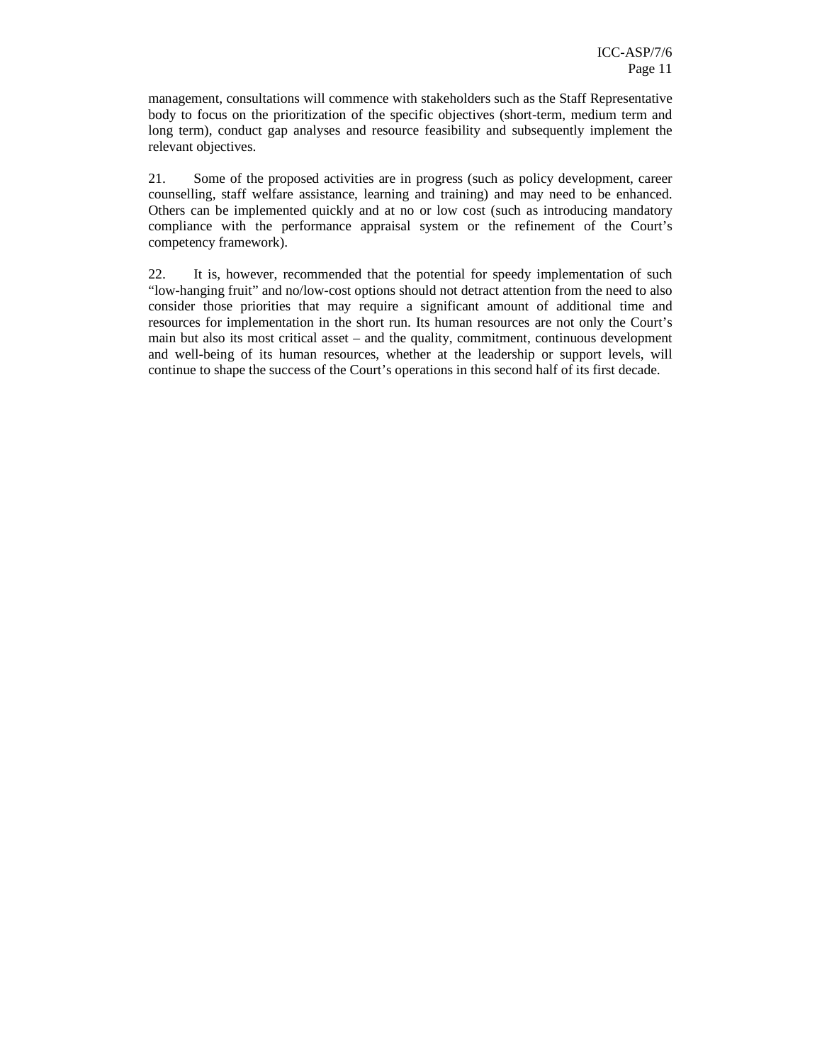management, consultations will commence with stakeholders such as the Staff Representative body to focus on the prioritization of the specific objectives (short-term, medium term and long term), conduct gap analyses and resource feasibility and subsequently implement the relevant objectives.

21. Some of the proposed activities are in progress (such as policy development, career counselling, staff welfare assistance, learning and training) and may need to be enhanced. Others can be implemented quickly and at no or low cost (such as introducing mandatory compliance with the performance appraisal system or the refinement of the Court's competency framework).

22. It is, however, recommended that the potential for speedy implementation of such "low-hanging fruit" and no/low-cost options should not detract attention from the need to also consider those priorities that may require a significant amount of additional time and resources for implementation in the short run. Its human resources are not only the Court's main but also its most critical asset – and the quality, commitment, continuous development and well-being of its human resources, whether at the leadership or support levels, will continue to shape the success of the Court's operations in this second half of its first decade.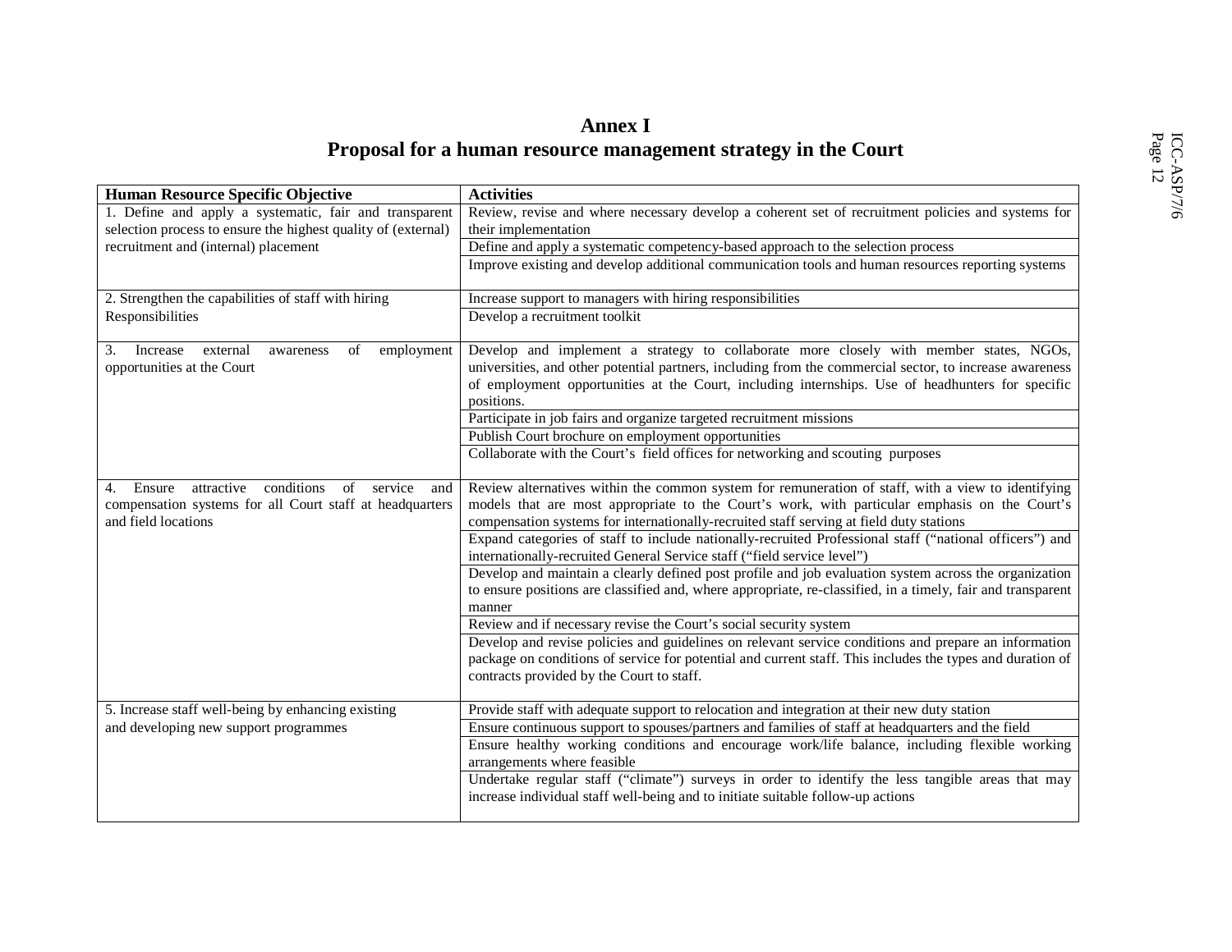# Annex I

## Proposal for a human resource management strategy in the Court

| Human Resource Specific Objective | Activities |
|---|---|
| 1. Define and apply a systematic, fair and transparent selection process to ensure the highest quality of (external) recruitment and (internal) placement | Review, revise and where necessary develop a coherent set of recruitment policies and systems for their implementation |
| | Define and apply a systematic competency-based approach to the selection process |
| | Improve existing and develop additional communication tools and human resources reporting systems |
| 2. Strengthen the capabilities of staff with hiring Responsibilities | Increase support to managers with hiring responsibilities |
| | Develop a recruitment toolkit |
| 3. Increase external awareness of employment opportunities at the Court | Develop and implement a strategy to collaborate more closely with member states, NGOs, universities, and other potential partners, including from the commercial sector, to increase awareness of employment opportunities at the Court, including internships. Use of headhunters for specific positions. |
| | Participate in job fairs and organize targeted recruitment missions |
| | Publish Court brochure on employment opportunities |
| | Collaborate with the Court's field offices for networking and scouting purposes |
| 4. Ensure attractive conditions of service and compensation systems for all Court staff at headquarters and field locations | Review alternatives within the common system for remuneration of staff, with a view to identifying models that are most appropriate to the Court's work, with particular emphasis on the Court's compensation systems for internationally-recruited staff serving at field duty stations |
| | Expand categories of staff to include nationally-recruited Professional staff ("national officers") and internationally-recruited General Service staff ("field service level") |
| | Develop and maintain a clearly defined post profile and job evaluation system across the organization to ensure positions are classified and, where appropriate, re-classified, in a timely, fair and transparent manner |
| | Review and if necessary revise the Court's social security system |
| | Develop and revise policies and guidelines on relevant service conditions and prepare an information package on conditions of service for potential and current staff. This includes the types and duration of contracts provided by the Court to staff. |
| 5. Increase staff well-being by enhancing existing and developing new support programmes | Provide staff with adequate support to relocation and integration at their new duty station |
| | Ensure continuous support to spouses/partners and families of staff at headquarters and the field |
| | Ensure healthy working conditions and encourage work/life balance, including flexible working arrangements where feasible |
| | Undertake regular staff ("climate") surveys in order to identify the less tangible areas that may increase individual staff well-being and to initiate suitable follow-up actions |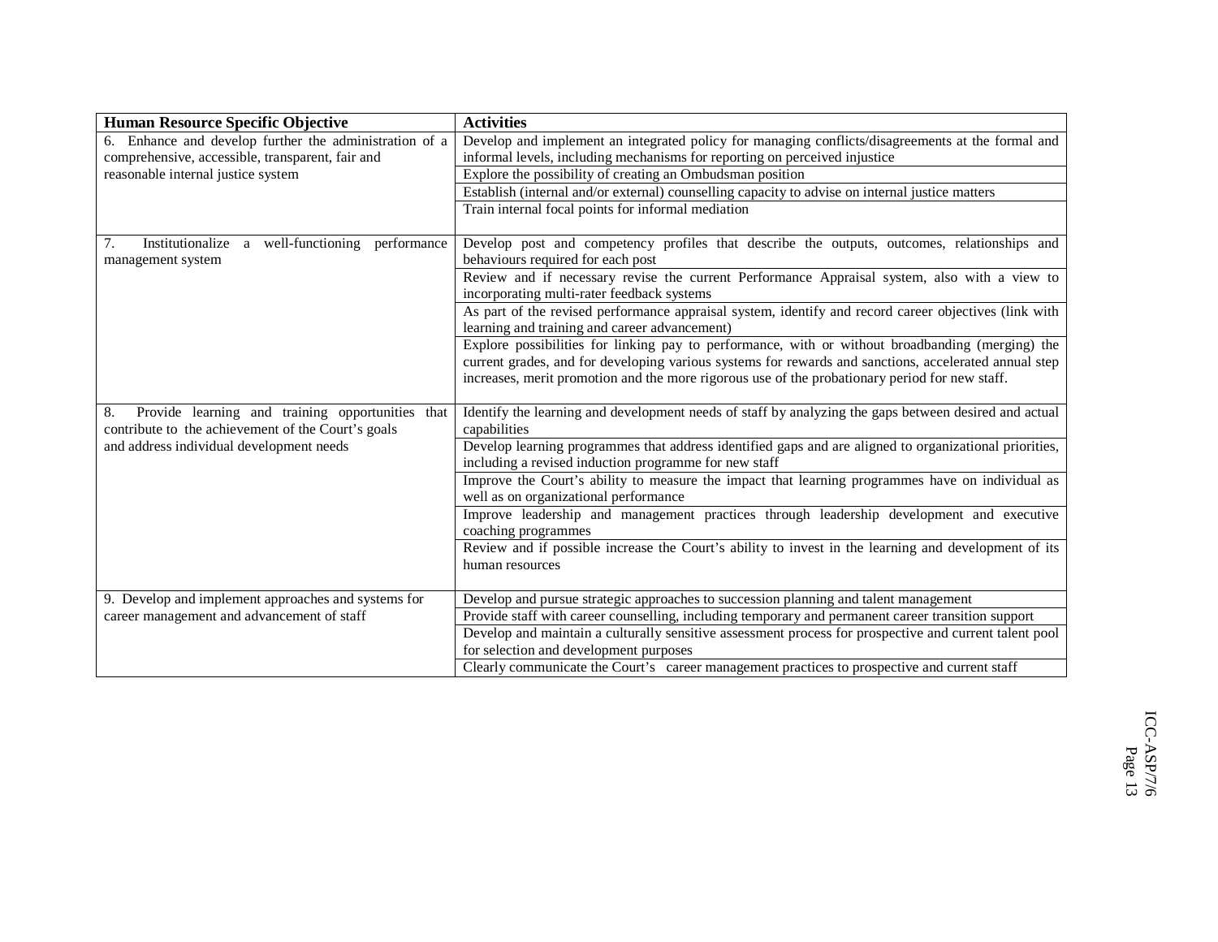| Human Resource Specific Objective | Activities |
|---|---|
| 6. Enhance and develop further the administration of a comprehensive, accessible, transparent, fair and reasonable internal justice system | Develop and implement an integrated policy for managing conflicts/disagreements at the formal and informal levels, including mechanisms for reporting on perceived injustice |
| | Explore the possibility of creating an Ombudsman position |
| | Establish (internal and/or external) counselling capacity to advise on internal justice matters |
| | Train internal focal points for informal mediation |
| 7. Institutionalize a well-functioning performance management system | Develop post and competency profiles that describe the outputs, outcomes, relationships and behaviours required for each post |
| | Review and if necessary revise the current Performance Appraisal system, also with a view to incorporating multi-rater feedback systems |
| | As part of the revised performance appraisal system, identify and record career objectives (link with learning and training and career advancement) |
| | Explore possibilities for linking pay to performance, with or without broadbanding (merging) the current grades, and for developing various systems for rewards and sanctions, accelerated annual step increases, merit promotion and the more rigorous use of the probationary period for new staff. |
| 8. Provide learning and training opportunities that contribute to the achievement of the Court's goals and address individual development needs | Identify the learning and development needs of staff by analyzing the gaps between desired and actual capabilities |
| | Develop learning programmes that address identified gaps and are aligned to organizational priorities, including a revised induction programme for new staff |
| | Improve the Court's ability to measure the impact that learning programmes have on individual as well as on organizational performance |
| | Improve leadership and management practices through leadership development and executive coaching programmes |
| | Review and if possible increase the Court's ability to invest in the learning and development of its human resources |
| 9. Develop and implement approaches and systems for career management and advancement of staff | Develop and pursue strategic approaches to succession planning and talent management |
| | Provide staff with career counselling, including temporary and permanent career transition support |
| | Develop and maintain a culturally sensitive assessment process for prospective and current talent pool for selection and development purposes |
| | Clearly communicate the Court's career management practices to prospective and current staff |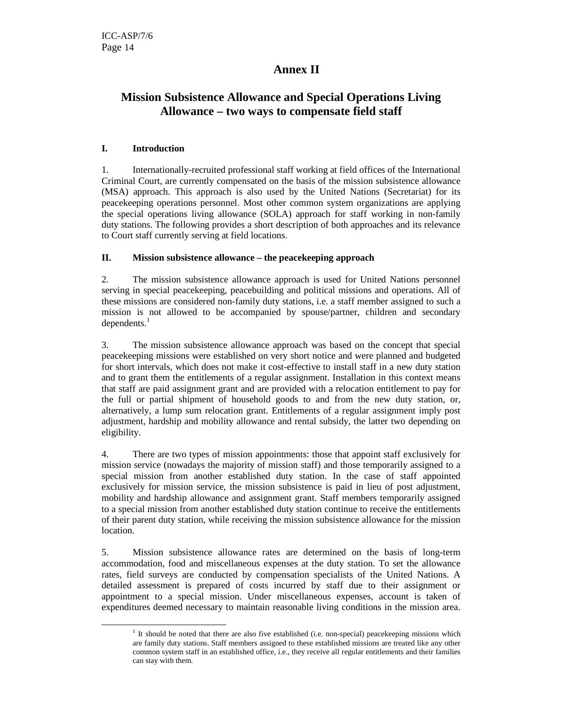# Annex II

## Mission Subsistence Allowance and Special Operations Living Allowance – two ways to compensate field staff

### I. Introduction

1. Internationally-recruited professional staff working at field offices of the International Criminal Court, are currently compensated on the basis of the mission subsistence allowance (MSA) approach. This approach is also used by the United Nations (Secretariat) for its peacekeeping operations personnel. Most other common system organizations are applying the special operations living allowance (SOLA) approach for staff working in non-family duty stations. The following provides a short description of both approaches and its relevance to Court staff currently serving at field locations.

### II. Mission subsistence allowance – the peacekeeping approach

2. The mission subsistence allowance approach is used for United Nations personnel serving in special peacekeeping, peacebuilding and political missions and operations. All of these missions are considered non-family duty stations, i.e. a staff member assigned to such a mission is not allowed to be accompanied by spouse/partner, children and secondary dependents.[1]

3. The mission subsistence allowance approach was based on the concept that special peacekeeping missions were established on very short notice and were planned and budgeted for short intervals, which does not make it cost-effective to install staff in a new duty station and to grant them the entitlements of a regular assignment. Installation in this context means that staff are paid assignment grant and are provided with a relocation entitlement to pay for the full or partial shipment of household goods to and from the new duty station, or, alternatively, a lump sum relocation grant. Entitlements of a regular assignment imply post adjustment, hardship and mobility allowance and rental subsidy, the latter two depending on eligibility.

4. There are two types of mission appointments: those that appoint staff exclusively for mission service (nowadays the majority of mission staff) and those temporarily assigned to a special mission from another established duty station. In the case of staff appointed exclusively for mission service, the mission subsistence is paid in lieu of post adjustment, mobility and hardship allowance and assignment grant. Staff members temporarily assigned to a special mission from another established duty station continue to receive the entitlements of their parent duty station, while receiving the mission subsistence allowance for the mission location.

5. Mission subsistence allowance rates are determined on the basis of long-term accommodation, food and miscellaneous expenses at the duty station. To set the allowance rates, field surveys are conducted by compensation specialists of the United Nations. A detailed assessment is prepared of costs incurred by staff due to their assignment or appointment to a special mission. Under miscellaneous expenses, account is taken of expenditures deemed necessary to maintain reasonable living conditions in the mission area.

---

[1] It should be noted that there are also five established (i.e. non-special) peacekeeping missions which are family duty stations. Staff members assigned to these established missions are treated like any other common system staff in an established office, i.e., they receive all regular entitlements and their families can stay with them.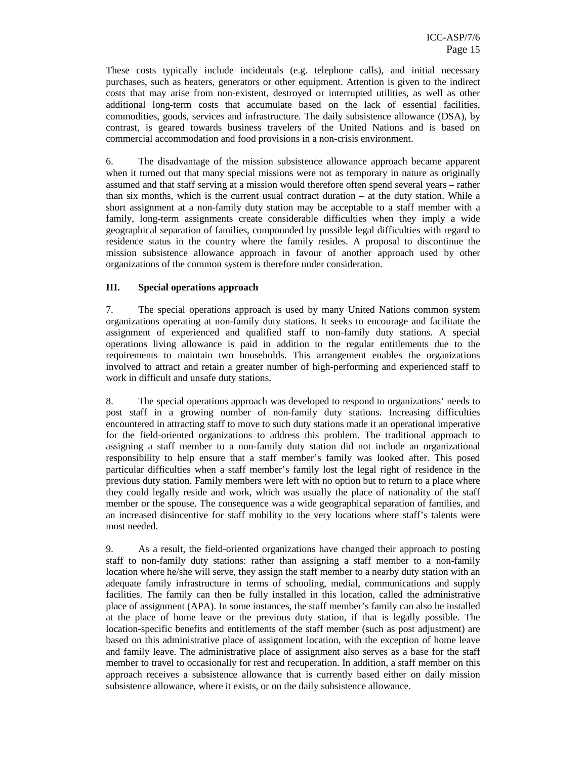These costs typically include incidentals (e.g. telephone calls), and initial necessary purchases, such as heaters, generators or other equipment. Attention is given to the indirect costs that may arise from non-existent, destroyed or interrupted utilities, as well as other additional long-term costs that accumulate based on the lack of essential facilities, commodities, goods, services and infrastructure. The daily subsistence allowance (DSA), by contrast, is geared towards business travelers of the United Nations and is based on commercial accommodation and food provisions in a non-crisis environment.

6. The disadvantage of the mission subsistence allowance approach became apparent when it turned out that many special missions were not as temporary in nature as originally assumed and that staff serving at a mission would therefore often spend several years – rather than six months, which is the current usual contract duration – at the duty station. While a short assignment at a non-family duty station may be acceptable to a staff member with a family, long-term assignments create considerable difficulties when they imply a wide geographical separation of families, compounded by possible legal difficulties with regard to residence status in the country where the family resides. A proposal to discontinue the mission subsistence allowance approach in favour of another approach used by other organizations of the common system is therefore under consideration.

## III. Special operations approach

7. The special operations approach is used by many United Nations common system organizations operating at non-family duty stations. It seeks to encourage and facilitate the assignment of experienced and qualified staff to non-family duty stations. A special operations living allowance is paid in addition to the regular entitlements due to the requirements to maintain two households. This arrangement enables the organizations involved to attract and retain a greater number of high-performing and experienced staff to work in difficult and unsafe duty stations.

8. The special operations approach was developed to respond to organizations' needs to post staff in a growing number of non-family duty stations. Increasing difficulties encountered in attracting staff to move to such duty stations made it an operational imperative for the field-oriented organizations to address this problem. The traditional approach to assigning a staff member to a non-family duty station did not include an organizational responsibility to help ensure that a staff member's family was looked after. This posed particular difficulties when a staff member's family lost the legal right of residence in the previous duty station. Family members were left with no option but to return to a place where they could legally reside and work, which was usually the place of nationality of the staff member or the spouse. The consequence was a wide geographical separation of families, and an increased disincentive for staff mobility to the very locations where staff's talents were most needed.

9. As a result, the field-oriented organizations have changed their approach to posting staff to non-family duty stations: rather than assigning a staff member to a non-family location where he/she will serve, they assign the staff member to a nearby duty station with an adequate family infrastructure in terms of schooling, medial, communications and supply facilities. The family can then be fully installed in this location, called the administrative place of assignment (APA). In some instances, the staff member's family can also be installed at the place of home leave or the previous duty station, if that is legally possible. The location-specific benefits and entitlements of the staff member (such as post adjustment) are based on this administrative place of assignment location, with the exception of home leave and family leave. The administrative place of assignment also serves as a base for the staff member to travel to occasionally for rest and recuperation. In addition, a staff member on this approach receives a subsistence allowance that is currently based either on daily mission subsistence allowance, where it exists, or on the daily subsistence allowance.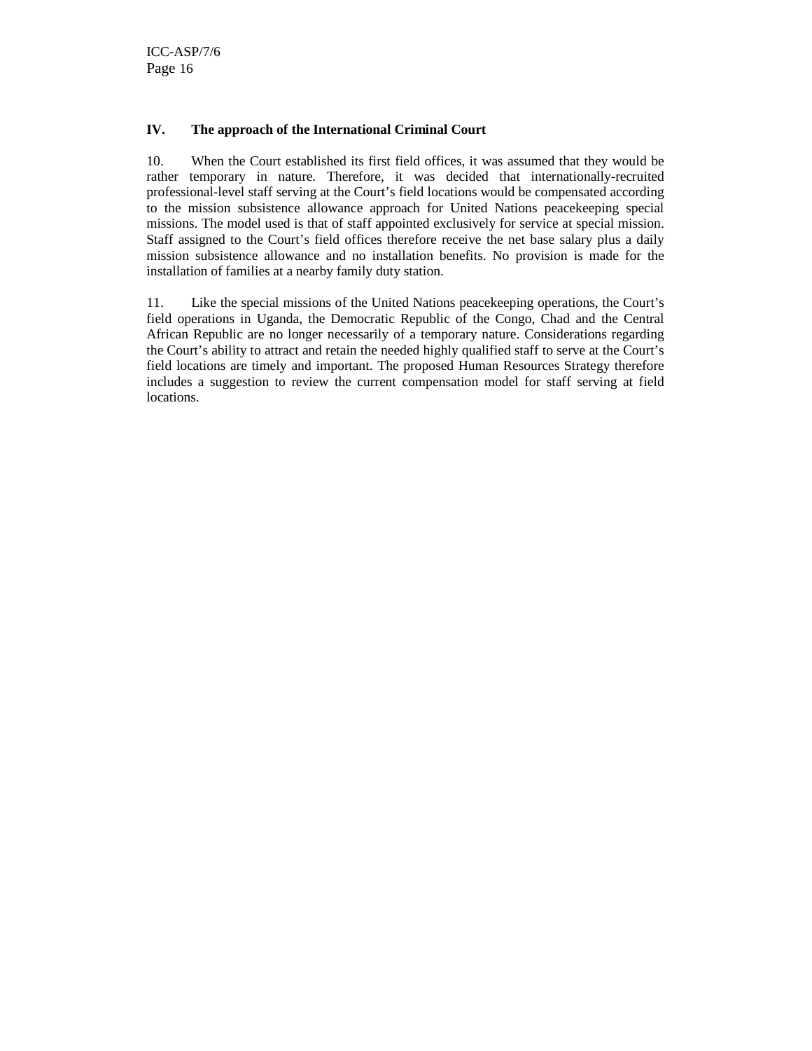## IV. The approach of the International Criminal Court

10. When the Court established its first field offices, it was assumed that they would be rather temporary in nature. Therefore, it was decided that internationally-recruited professional-level staff serving at the Court's field locations would be compensated according to the mission subsistence allowance approach for United Nations peacekeeping special missions. The model used is that of staff appointed exclusively for service at special mission. Staff assigned to the Court's field offices therefore receive the net base salary plus a daily mission subsistence allowance and no installation benefits. No provision is made for the installation of families at a nearby family duty station.

11. Like the special missions of the United Nations peacekeeping operations, the Court's field operations in Uganda, the Democratic Republic of the Congo, Chad and the Central African Republic are no longer necessarily of a temporary nature. Considerations regarding the Court's ability to attract and retain the needed highly qualified staff to serve at the Court's field locations are timely and important. The proposed Human Resources Strategy therefore includes a suggestion to review the current compensation model for staff serving at field locations.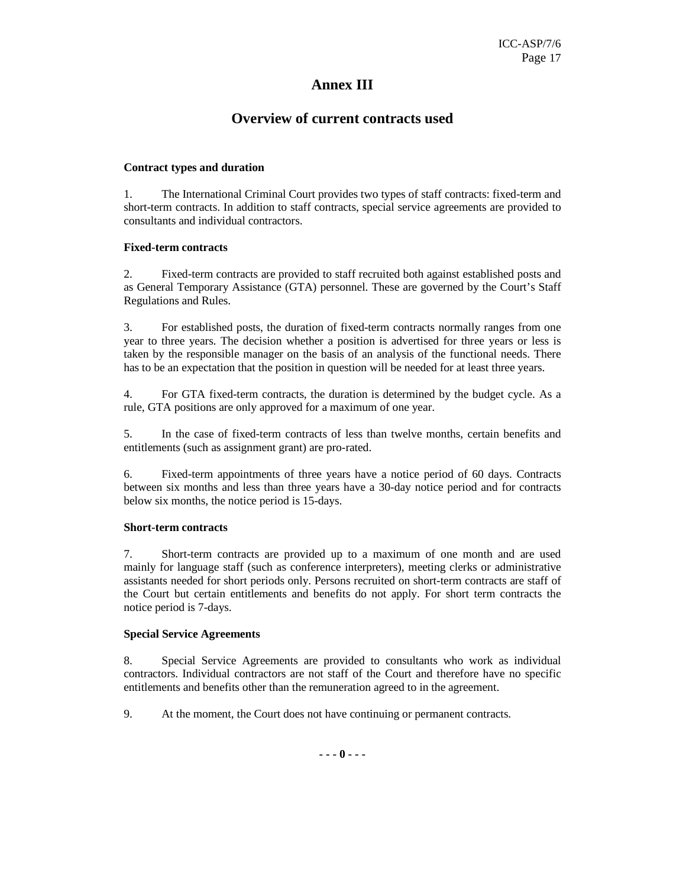# Annex III

## Overview of current contracts used

**Contract types and duration**

1. The International Criminal Court provides two types of staff contracts: fixed-term and short-term contracts. In addition to staff contracts, special service agreements are provided to consultants and individual contractors.

**Fixed-term contracts**

2. Fixed-term contracts are provided to staff recruited both against established posts and as General Temporary Assistance (GTA) personnel. These are governed by the Court's Staff Regulations and Rules.

3. For established posts, the duration of fixed-term contracts normally ranges from one year to three years. The decision whether a position is advertised for three years or less is taken by the responsible manager on the basis of an analysis of the functional needs. There has to be an expectation that the position in question will be needed for at least three years.

4. For GTA fixed-term contracts, the duration is determined by the budget cycle. As a rule, GTA positions are only approved for a maximum of one year.

5. In the case of fixed-term contracts of less than twelve months, certain benefits and entitlements (such as assignment grant) are pro-rated.

6. Fixed-term appointments of three years have a notice period of 60 days. Contracts between six months and less than three years have a 30-day notice period and for contracts below six months, the notice period is 15-days.

**Short-term contracts**

7. Short-term contracts are provided up to a maximum of one month and are used mainly for language staff (such as conference interpreters), meeting clerks or administrative assistants needed for short periods only. Persons recruited on short-term contracts are staff of the Court but certain entitlements and benefits do not apply. For short term contracts the notice period is 7-days.

**Special Service Agreements**

8. Special Service Agreements are provided to consultants who work as individual contractors. Individual contractors are not staff of the Court and therefore have no specific entitlements and benefits other than the remuneration agreed to in the agreement.

9. At the moment, the Court does not have continuing or permanent contracts.

**- - - 0 - - -**